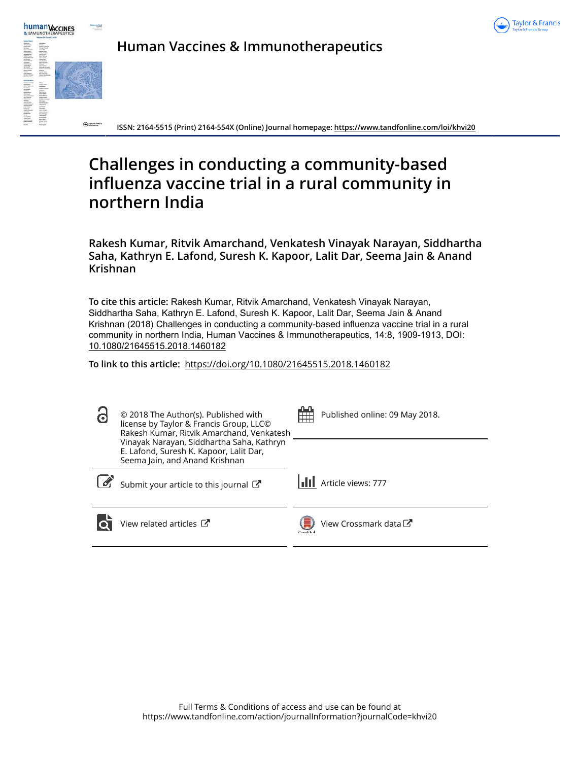Human Vaccines & Immunotherapeutics

ISSN: 2164-5515 (Print) 2164-554X (Online) Journal homepage: https://www.tandfonline.com/loi/khvi20

# Challenges in conducting a community-based influenza vaccine trial in a rural community in northern India

**Rakesh Kumar, Ritvik Amarchand, Venkatesh Vinayak Narayan, Siddhartha Saha, Kathryn E. Lafond, Suresh K. Kapoor, Lalit Dar, Seema Jain & Anand Krishnan**

**To cite this article:** Rakesh Kumar, Ritvik Amarchand, Venkatesh Vinayak Narayan, Siddhartha Saha, Kathryn E. Lafond, Suresh K. Kapoor, Lalit Dar, Seema Jain & Anand Krishnan (2018) Challenges in conducting a community-based influenza vaccine trial in a rural community in northern India, Human Vaccines & Immunotherapeutics, 14:8, 1909-1913, DOI: 10.1080/21645515.2018.1460182

**To link to this article:** https://doi.org/10.1080/21645515.2018.1460182

© 2018 The Author(s). Published with license by Taylor & Francis Group, LLC© Rakesh Kumar, Ritvik Amarchand, Venkatesh Vinayak Narayan, Siddhartha Saha, Kathryn E. Lafond, Suresh K. Kapoor, Lalit Dar, Seema Jain, and Anand Krishnan

Published online: 09 May 2018.

Submit your article to this journal

Article views: 777

View related articles

View Crossmark data

Full Terms & Conditions of access and use can be found at https://www.tandfonline.com/action/journalInformation?journalCode=khvi20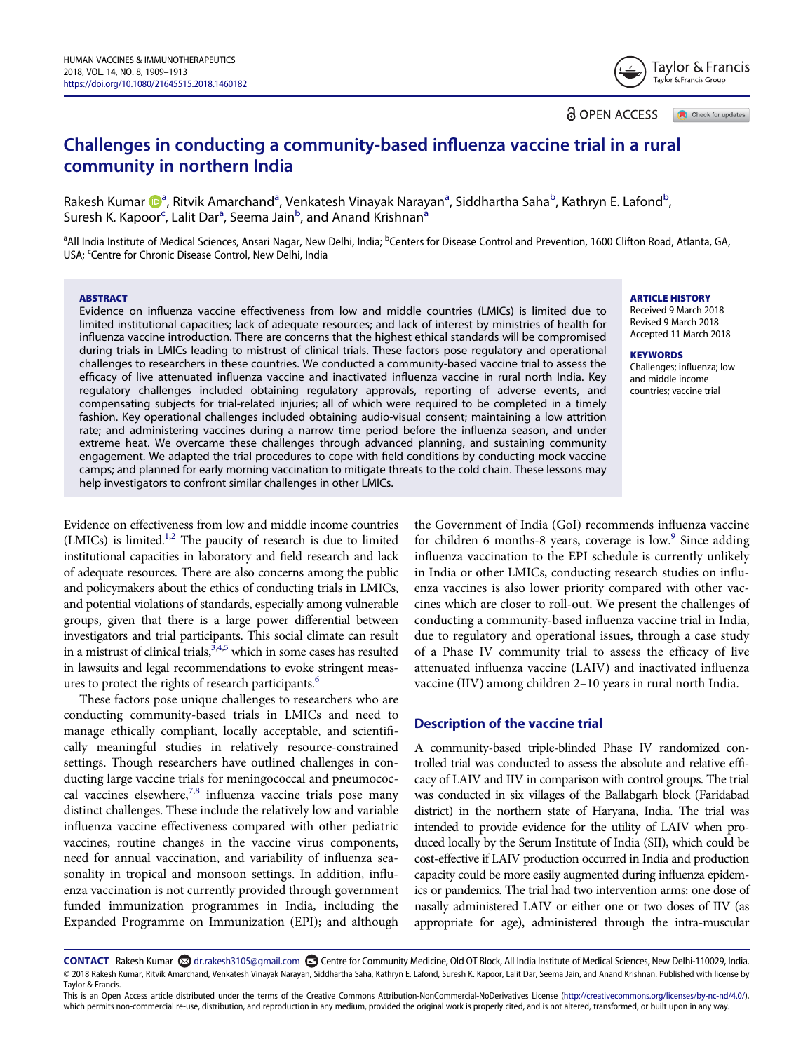# Challenges in conducting a community-based influenza vaccine trial in a rural community in northern India

Rakesh Kumar [a], Ritvik Amarchand [a], Venkatesh Vinayak Narayan [a], Siddhartha Saha [b], Kathryn E. Lafond [b], Suresh K. Kapoor [c], Lalit Dar [a], Seema Jain [b], and Anand Krishnan [a]

[a]All India Institute of Medical Sciences, Ansari Nagar, New Delhi, India; [b]Centers for Disease Control and Prevention, 1600 Clifton Road, Atlanta, GA, USA; [c]Centre for Chronic Disease Control, New Delhi, India

**ABSTRACT**

Evidence on influenza vaccine effectiveness from low and middle countries (LMICs) is limited due to limited institutional capacities; lack of adequate resources; and lack of interest by ministries of health for influenza vaccine introduction. There are concerns that the highest ethical standards will be compromised during trials in LMICs leading to mistrust of clinical trials. These factors pose regulatory and operational challenges to researchers in these countries. We conducted a community-based vaccine trial to assess the efficacy of live attenuated influenza vaccine and inactivated influenza vaccine in rural north India. Key regulatory challenges included obtaining regulatory approvals, reporting of adverse events, and compensating subjects for trial-related injuries; all of which were required to be completed in a timely fashion. Key operational challenges included obtaining audio-visual consent; maintaining a low attrition rate; and administering vaccines during a narrow time period before the influenza season, and under extreme heat. We overcame these challenges through advanced planning, and sustaining community engagement. We adapted the trial procedures to cope with field conditions by conducting mock vaccine camps; and planned for early morning vaccination to mitigate threats to the cold chain. These lessons may help investigators to confront similar challenges in other LMICs.

**ARTICLE HISTORY**
Received 9 March 2018
Revised 9 March 2018
Accepted 11 March 2018

**KEYWORDS**
Challenges; influenza; low and middle income countries; vaccine trial

Evidence on effectiveness from low and middle income countries (LMICs) is limited.[1,2] The paucity of research is due to limited institutional capacities in laboratory and field research and lack of adequate resources. There are also concerns among the public and policymakers about the ethics of conducting trials in LMICs, and potential violations of standards, especially among vulnerable groups, given that there is a large power differential between investigators and trial participants. This social climate can result in a mistrust of clinical trials,[3,4,5] which in some cases has resulted in lawsuits and legal recommendations to evoke stringent measures to protect the rights of research participants.[6]

These factors pose unique challenges to researchers who are conducting community-based trials in LMICs and need to manage ethically compliant, locally acceptable, and scientifically meaningful studies in relatively resource-constrained settings. Though researchers have outlined challenges in conducting large vaccine trials for meningococcal and pneumococcal vaccines elsewhere,[7,8] influenza vaccine trials pose many distinct challenges. These include the relatively low and variable influenza vaccine effectiveness compared with other pediatric vaccines, routine changes in the vaccine virus components, need for annual vaccination, and variability of influenza seasonality in tropical and monsoon settings. In addition, influenza vaccination is not currently provided through government funded immunization programmes in India, including the Expanded Programme on Immunization (EPI); and although the Government of India (GoI) recommends influenza vaccine for children 6 months-8 years, coverage is low.[9] Since adding influenza vaccination to the EPI schedule is currently unlikely in India or other LMICs, conducting research studies on influenza vaccines is also lower priority compared with other vaccines which are closer to roll-out. We present the challenges of conducting a community-based influenza vaccine trial in India, due to regulatory and operational issues, through a case study of a Phase IV community trial to assess the efficacy of live attenuated influenza vaccine (LAIV) and inactivated influenza vaccine (IIV) among children 2–10 years in rural north India.

## Description of the vaccine trial

A community-based triple-blinded Phase IV randomized controlled trial was conducted to assess the absolute and relative efficacy of LAIV and IIV in comparison with control groups. The trial was conducted in six villages of the Ballabgarh block (Faridabad district) in the northern state of Haryana, India. The trial was intended to provide evidence for the utility of LAIV when produced locally by the Serum Institute of India (SII), which could be cost-effective if LAIV production occurred in India and production capacity could be more easily augmented during influenza epidemics or pandemics. The trial had two intervention arms: one dose of nasally administered LAIV or either one or two doses of IIV (as appropriate for age), administered through the intra-muscular

**CONTACT** Rakesh Kumar dr.rakesh3105@gmail.com Centre for Community Medicine, Old OT Block, All India Institute of Medical Sciences, New Delhi-110029, India.
© 2018 Rakesh Kumar, Ritvik Amarchand, Venkatesh Vinayak Narayan, Siddhartha Saha, Kathryn E. Lafond, Suresh K. Kapoor, Lalit Dar, Seema Jain, and Anand Krishnan. Published with license by Taylor & Francis.
This is an Open Access article distributed under the terms of the Creative Commons Attribution-NonCommercial-NoDerivatives License (http://creativecommons.org/licenses/by-nc-nd/4.0/), which permits non-commercial re-use, distribution, and reproduction in any medium, provided the original work is properly cited, and is not altered, transformed, or built upon in any way.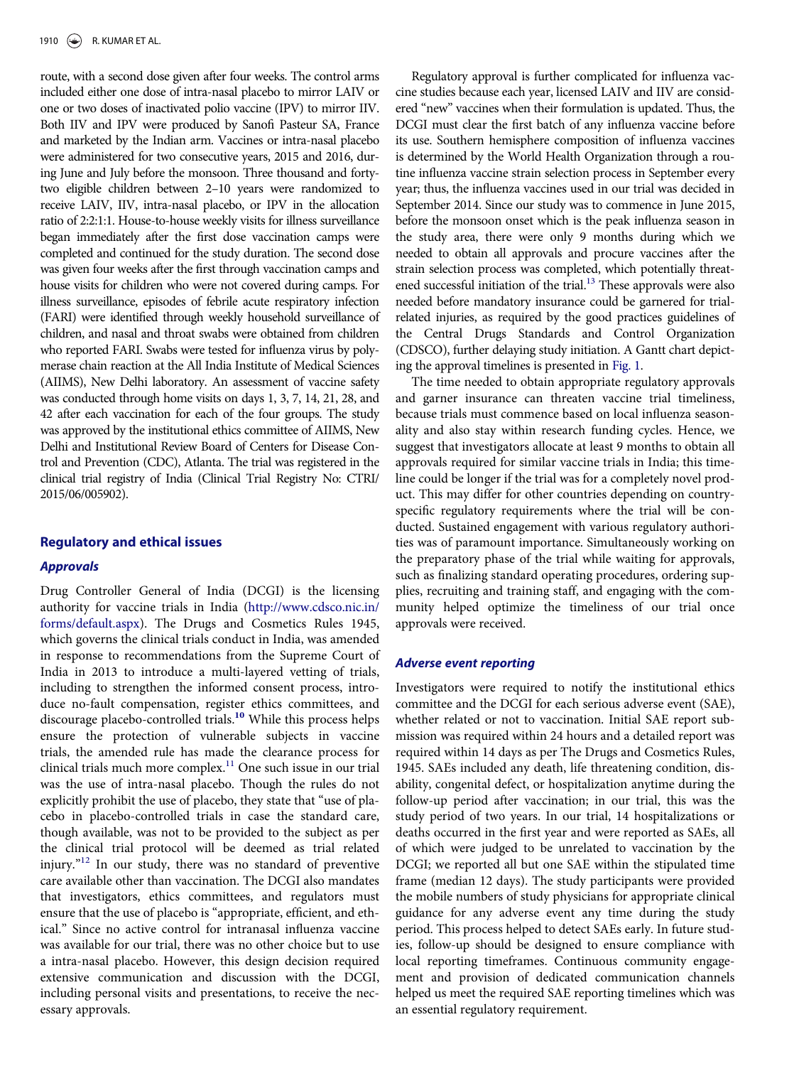route, with a second dose given after four weeks. The control arms included either one dose of intra-nasal placebo to mirror LAIV or one or two doses of inactivated polio vaccine (IPV) to mirror IIV. Both IIV and IPV were produced by Sanofi Pasteur SA, France and marketed by the Indian arm. Vaccines or intra-nasal placebo were administered for two consecutive years, 2015 and 2016, during June and July before the monsoon. Three thousand and forty-two eligible children between 2–10 years were randomized to receive LAIV, IIV, intra-nasal placebo, or IPV in the allocation ratio of 2:2:1:1. House-to-house weekly visits for illness surveillance began immediately after the first dose vaccination camps were completed and continued for the study duration. The second dose was given four weeks after the first through vaccination camps and house visits for children who were not covered during camps. For illness surveillance, episodes of febrile acute respiratory infection (FARI) were identified through weekly household surveillance of children, and nasal and throat swabs were obtained from children who reported FARI. Swabs were tested for influenza virus by polymerase chain reaction at the All India Institute of Medical Sciences (AIIMS), New Delhi laboratory. An assessment of vaccine safety was conducted through home visits on days 1, 3, 7, 14, 21, 28, and 42 after each vaccination for each of the four groups. The study was approved by the institutional ethics committee of AIIMS, New Delhi and Institutional Review Board of Centers for Disease Control and Prevention (CDC), Atlanta. The trial was registered in the clinical trial registry of India (Clinical Trial Registry No: CTRI/2015/06/005902).

## Regulatory and ethical issues

### Approvals

Drug Controller General of India (DCGI) is the licensing authority for vaccine trials in India (http://www.cdsco.nic.in/forms/default.aspx). The Drugs and Cosmetics Rules 1945, which governs the clinical trials conduct in India, was amended in response to recommendations from the Supreme Court of India in 2013 to introduce a multi-layered vetting of trials, including to strengthen the informed consent process, introduce no-fault compensation, register ethics committees, and discourage placebo-controlled trials.[10] While this process helps ensure the protection of vulnerable subjects in vaccine trials, the amended rule has made the clearance process for clinical trials much more complex.[11] One such issue in our trial was the use of intra-nasal placebo. Though the rules do not explicitly prohibit the use of placebo, they state that "use of placebo in placebo-controlled trials in case the standard care, though available, was not to be provided to the subject as per the clinical trial protocol will be deemed as trial related injury."[12] In our study, there was no standard of preventive care available other than vaccination. The DCGI also mandates that investigators, ethics committees, and regulators must ensure that the use of placebo is "appropriate, efficient, and ethical." Since no active control for intranasal influenza vaccine was available for our trial, there was no other choice but to use a intra-nasal placebo. However, this design decision required extensive communication and discussion with the DCGI, including personal visits and presentations, to receive the necessary approvals.

Regulatory approval is further complicated for influenza vaccine studies because each year, licensed LAIV and IIV are considered "new" vaccines when their formulation is updated. Thus, the DCGI must clear the first batch of any influenza vaccine before its use. Southern hemisphere composition of influenza vaccines is determined by the World Health Organization through a routine influenza vaccine strain selection process in September every year; thus, the influenza vaccines used in our trial was decided in September 2014. Since our study was to commence in June 2015, before the monsoon onset which is the peak influenza season in the study area, there were only 9 months during which we needed to obtain all approvals and procure vaccines after the strain selection process was completed, which potentially threatened successful initiation of the trial.[13] These approvals were also needed before mandatory insurance could be garnered for trial-related injuries, as required by the good practices guidelines of the Central Drugs Standards and Control Organization (CDSCO), further delaying study initiation. A Gantt chart depicting the approval timelines is presented in Fig. 1.

The time needed to obtain appropriate regulatory approvals and garner insurance can threaten vaccine trial timeliness, because trials must commence based on local influenza seasonality and also stay within research funding cycles. Hence, we suggest that investigators allocate at least 9 months to obtain all approvals required for similar vaccine trials in India; this timeline could be longer if the trial was for a completely novel product. This may differ for other countries depending on country-specific regulatory requirements where the trial will be conducted. Sustained engagement with various regulatory authorities was of paramount importance. Simultaneously working on the preparatory phase of the trial while waiting for approvals, such as finalizing standard operating procedures, ordering supplies, recruiting and training staff, and engaging with the community helped optimize the timeliness of our trial once approvals were received.

### Adverse event reporting

Investigators were required to notify the institutional ethics committee and the DCGI for each serious adverse event (SAE), whether related or not to vaccination. Initial SAE report submission was required within 24 hours and a detailed report was required within 14 days as per The Drugs and Cosmetics Rules, 1945. SAEs included any death, life threatening condition, disability, congenital defect, or hospitalization anytime during the follow-up period after vaccination; in our trial, this was the study period of two years. In our trial, 14 hospitalizations or deaths occurred in the first year and were reported as SAEs, all of which were judged to be unrelated to vaccination by the DCGI; we reported all but one SAE within the stipulated time frame (median 12 days). The study participants were provided the mobile numbers of study physicians for appropriate clinical guidance for any adverse event any time during the study period. This process helped to detect SAEs early. In future studies, follow-up should be designed to ensure compliance with local reporting timeframes. Continuous community engagement and provision of dedicated communication channels helped us meet the required SAE reporting timelines which was an essential regulatory requirement.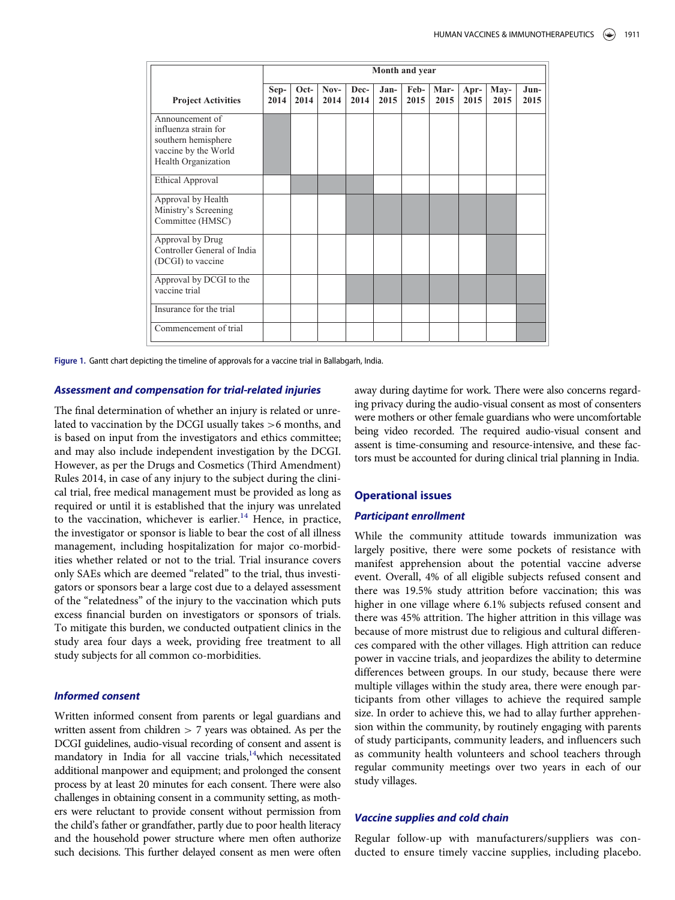| Project Activities | Month and year | | | | | | | | | |
|---|---|---|---|---|---|---|---|---|---|---|
| | Sep-2014 | Oct-2014 | Nov-2014 | Dec-2014 | Jan-2015 | Feb-2015 | Mar-2015 | Apr-2015 | May-2015 | Jun-2015 |
| Announcement of influenza strain for southern hemisphere vaccine by the World Health Organization | ■ | | | | | | | | | |
| Ethical Approval | | ■ | ■ | ■ | | | | | | |
| Approval by Health Ministry's Screening Committee (HMSC) | | | | ■ | ■ | ■ | ■ | ■ | ■ | |
| Approval by Drug Controller General of India (DCGI) to vaccine | | | | | | | | | ■ | |
| Approval by DCGI to the vaccine trial | | | | ■ | ■ | ■ | ■ | ■ | ■ | ■ |
| Insurance for the trial | | | | | | | | | | ■ |
| Commencement of trial | | | | | | | | | | ■ |

**Figure 1.** Gantt chart depicting the timeline of approvals for a vaccine trial in Ballabgarh, India.

### *Assessment and compensation for trial-related injuries*

The final determination of whether an injury is related or unrelated to vaccination by the DCGI usually takes >6 months, and is based on input from the investigators and ethics committee; and may also include independent investigation by the DCGI. However, as per the Drugs and Cosmetics (Third Amendment) Rules 2014, in case of any injury to the subject during the clinical trial, free medical management must be provided as long as required or until it is established that the injury was unrelated to the vaccination, whichever is earlier.[14] Hence, in practice, the investigator or sponsor is liable to bear the cost of all illness management, including hospitalization for major co-morbidities whether related or not to the trial. Trial insurance covers only SAEs which are deemed "related" to the trial, thus investigators or sponsors bear a large cost due to a delayed assessment of the "relatedness" of the injury to the vaccination which puts excess financial burden on investigators or sponsors of trials. To mitigate this burden, we conducted outpatient clinics in the study area four days a week, providing free treatment to all study subjects for all common co-morbidities.

### *Informed consent*

Written informed consent from parents or legal guardians and written assent from children > 7 years was obtained. As per the DCGI guidelines, audio-visual recording of consent and assent is mandatory in India for all vaccine trials,[14]which necessitated additional manpower and equipment; and prolonged the consent process by at least 20 minutes for each consent. There were also challenges in obtaining consent in a community setting, as mothers were reluctant to provide consent without permission from the child's father or grandfather, partly due to poor health literacy and the household power structure where men often authorize such decisions. This further delayed consent as men were often away during daytime for work. There were also concerns regarding privacy during the audio-visual consent as most of consenters were mothers or other female guardians who were uncomfortable being video recorded. The required audio-visual consent and assent is time-consuming and resource-intensive, and these factors must be accounted for during clinical trial planning in India.

## Operational issues

### *Participant enrollment*

While the community attitude towards immunization was largely positive, there were some pockets of resistance with manifest apprehension about the potential vaccine adverse event. Overall, 4% of all eligible subjects refused consent and there was 19.5% study attrition before vaccination; this was higher in one village where 6.1% subjects refused consent and there was 45% attrition. The higher attrition in this village was because of more mistrust due to religious and cultural differences compared with the other villages. High attrition can reduce power in vaccine trials, and jeopardizes the ability to determine differences between groups. In our study, because there were multiple villages within the study area, there were enough participants from other villages to achieve the required sample size. In order to achieve this, we had to allay further apprehension within the community, by routinely engaging with parents of study participants, community leaders, and influencers such as community health volunteers and school teachers through regular community meetings over two years in each of our study villages.

### *Vaccine supplies and cold chain*

Regular follow-up with manufacturers/suppliers was conducted to ensure timely vaccine supplies, including placebo.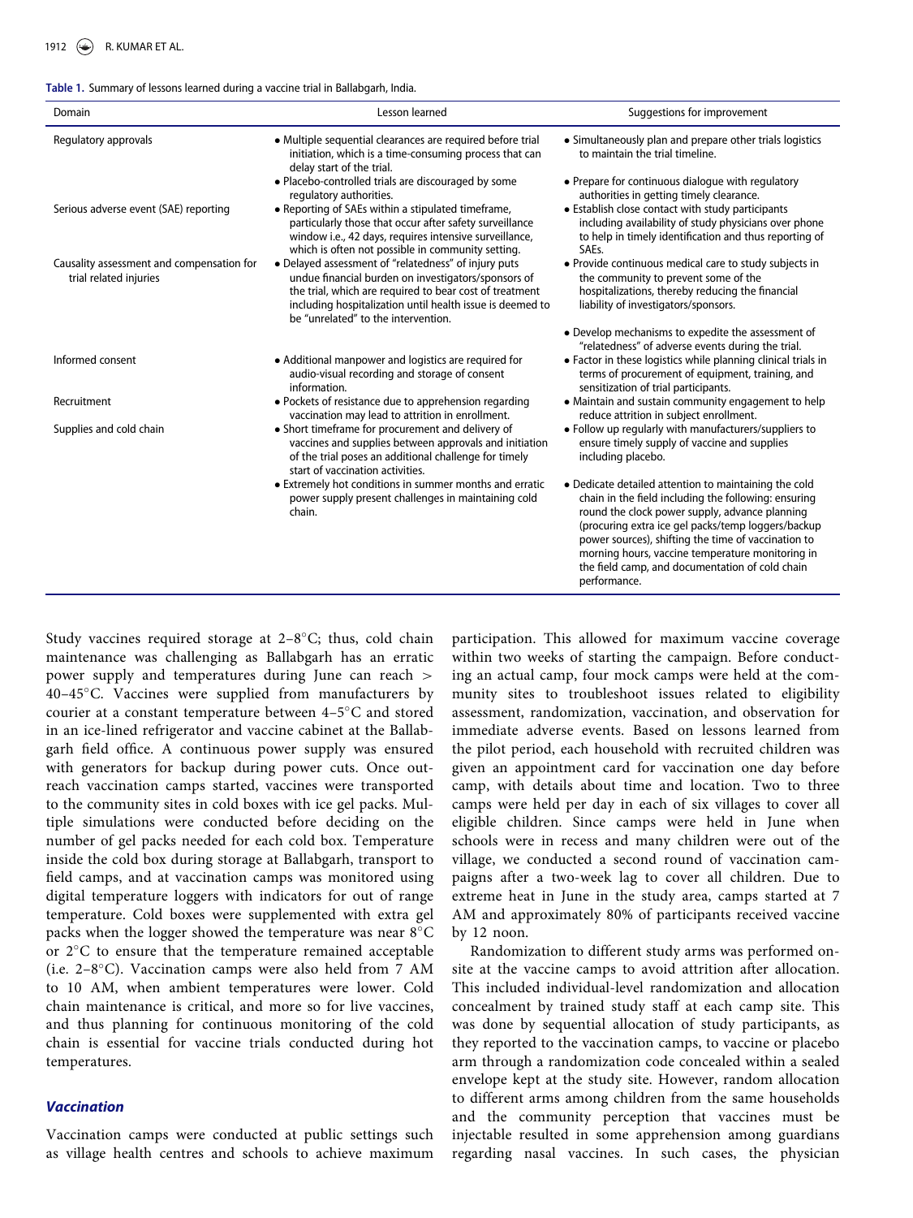**Table 1.** Summary of lessons learned during a vaccine trial in Ballabgarh, India.

| Domain | Lesson learned | Suggestions for improvement |
| --- | --- | --- |
| Regulatory approvals | • Multiple sequential clearances are required before trial initiation, which is a time-consuming process that can delay start of the trial. | • Simultaneously plan and prepare other trials logistics to maintain the trial timeline. |
| | • Placebo-controlled trials are discouraged by some regulatory authorities. | • Prepare for continuous dialogue with regulatory authorities in getting timely clearance. |
| Serious adverse event (SAE) reporting | • Reporting of SAEs within a stipulated timeframe, particularly those that occur after safety surveillance window i.e., 42 days, requires intensive surveillance, which is often not possible in community setting. | • Establish close contact with study participants including availability of study physicians over phone to help in timely identification and thus reporting of SAEs. |
| Causality assessment and compensation for trial related injuries | • Delayed assessment of "relatedness" of injury puts undue financial burden on investigators/sponsors of the trial, which are required to bear cost of treatment including hospitalization until health issue is deemed to be "unrelated" to the intervention. | • Provide continuous medical care to study subjects in the community to prevent some of the hospitalizations, thereby reducing the financial liability of investigators/sponsors. |
| | | • Develop mechanisms to expedite the assessment of "relatedness" of adverse events during the trial. |
| Informed consent | • Additional manpower and logistics are required for audio-visual recording and storage of consent information. | • Factor in these logistics while planning clinical trials in terms of procurement of equipment, training, and sensitization of trial participants. |
| Recruitment | • Pockets of resistance due to apprehension regarding vaccination may lead to attrition in enrollment. | • Maintain and sustain community engagement to help reduce attrition in subject enrollment. |
| Supplies and cold chain | • Short timeframe for procurement and delivery of vaccines and supplies between approvals and initiation of the trial poses an additional challenge for timely start of vaccination activities. | • Follow up regularly with manufacturers/suppliers to ensure timely supply of vaccine and supplies including placebo. |
| | • Extremely hot conditions in summer months and erratic power supply present challenges in maintaining cold chain. | • Dedicate detailed attention to maintaining the cold chain in the field including the following: ensuring round the clock power supply, advance planning (procuring extra ice gel packs/temp loggers/backup power sources), shifting the time of vaccination to morning hours, vaccine temperature monitoring in the field camp, and documentation of cold chain performance. |

Study vaccines required storage at 2–8°C; thus, cold chain maintenance was challenging as Ballabgarh has an erratic power supply and temperatures during June can reach > 40–45°C. Vaccines were supplied from manufacturers by courier at a constant temperature between 4–5°C and stored in an ice-lined refrigerator and vaccine cabinet at the Ballabgarh field office. A continuous power supply was ensured with generators for backup during power cuts. Once outreach vaccination camps started, vaccines were transported to the community sites in cold boxes with ice gel packs. Multiple simulations were conducted before deciding on the number of gel packs needed for each cold box. Temperature inside the cold box during storage at Ballabgarh, transport to field camps, and at vaccination camps was monitored using digital temperature loggers with indicators for out of range temperature. Cold boxes were supplemented with extra gel packs when the logger showed the temperature was near 8°C or 2°C to ensure that the temperature remained acceptable (i.e. 2–8°C). Vaccination camps were also held from 7 AM to 10 AM, when ambient temperatures were lower. Cold chain maintenance is critical, and more so for live vaccines, and thus planning for continuous monitoring of the cold chain is essential for vaccine trials conducted during hot temperatures.

### *Vaccination*

Vaccination camps were conducted at public settings such as village health centres and schools to achieve maximum participation. This allowed for maximum vaccine coverage within two weeks of starting the campaign. Before conducting an actual camp, four mock camps were held at the community sites to troubleshoot issues related to eligibility assessment, randomization, vaccination, and observation for immediate adverse events. Based on lessons learned from the pilot period, each household with recruited children was given an appointment card for vaccination one day before camp, with details about time and location. Two to three camps were held per day in each of six villages to cover all eligible children. Since camps were held in June when schools were in recess and many children were out of the village, we conducted a second round of vaccination campaigns after a two-week lag to cover all children. Due to extreme heat in June in the study area, camps started at 7 AM and approximately 80% of participants received vaccine by 12 noon.

Randomization to different study arms was performed on-site at the vaccine camps to avoid attrition after allocation. This included individual-level randomization and allocation concealment by trained study staff at each camp site. This was done by sequential allocation of study participants, as they reported to the vaccination camps, to vaccine or placebo arm through a randomization code concealed within a sealed envelope kept at the study site. However, random allocation to different arms among children from the same households and the community perception that vaccines must be injectable resulted in some apprehension among guardians regarding nasal vaccines. In such cases, the physician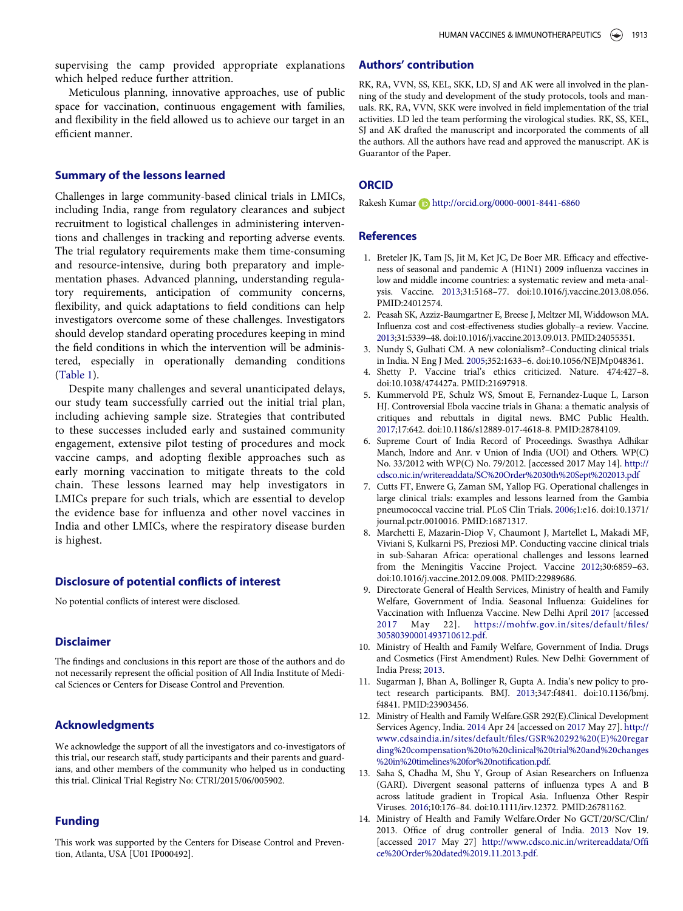supervising the camp provided appropriate explanations which helped reduce further attrition.

Meticulous planning, innovative approaches, use of public space for vaccination, continuous engagement with families, and flexibility in the field allowed us to achieve our target in an efficient manner.

## Summary of the lessons learned

Challenges in large community-based clinical trials in LMICs, including India, range from regulatory clearances and subject recruitment to logistical challenges in administering interventions and challenges in tracking and reporting adverse events. The trial regulatory requirements make them time-consuming and resource-intensive, during both preparatory and implementation phases. Advanced planning, understanding regulatory requirements, anticipation of community concerns, flexibility, and quick adaptations to field conditions can help investigators overcome some of these challenges. Investigators should develop standard operating procedures keeping in mind the field conditions in which the intervention will be administered, especially in operationally demanding conditions (Table 1).

Despite many challenges and several unanticipated delays, our study team successfully carried out the initial trial plan, including achieving sample size. Strategies that contributed to these successes included early and sustained community engagement, extensive pilot testing of procedures and mock vaccine camps, and adopting flexible approaches such as early morning vaccination to mitigate threats to the cold chain. These lessons learned may help investigators in LMICs prepare for such trials, which are essential to develop the evidence base for influenza and other novel vaccines in India and other LMICs, where the respiratory disease burden is highest.

## Disclosure of potential conflicts of interest

No potential conflicts of interest were disclosed.

## Disclaimer

The findings and conclusions in this report are those of the authors and do not necessarily represent the official position of All India Institute of Medical Sciences or Centers for Disease Control and Prevention.

## Acknowledgments

We acknowledge the support of all the investigators and co-investigators of this trial, our research staff, study participants and their parents and guardians, and other members of the community who helped us in conducting this trial. Clinical Trial Registry No: CTRI/2015/06/005902.

## Funding

This work was supported by the Centers for Disease Control and Prevention, Atlanta, USA [U01 IP000492].

## Authors' contribution

RK, RA, VVN, SS, KEL, SKK, LD, SJ and AK were all involved in the planning of the study and development of the study protocols, tools and manuals. RK, RA, VVN, SKK were involved in field implementation of the trial activities. LD led the team performing the virological studies. RK, SS, KEL, SJ and AK drafted the manuscript and incorporated the comments of all the authors. All the authors have read and approved the manuscript. AK is Guarantor of the Paper.

## ORCID

Rakesh Kumar http://orcid.org/0000-0001-8441-6860

## References

1. Breteler JK, Tam JS, Jit M, Ket JC, De Boer MR. Efficacy and effectiveness of seasonal and pandemic A (H1N1) 2009 influenza vaccines in low and middle income countries: a systematic review and meta-analysis. Vaccine. 2013;31:5168–77. doi:10.1016/j.vaccine.2013.08.056. PMID:24012574.
2. Peasah SK, Azziz-Baumgartner E, Breese J, Meltzer MI, Widdowson MA. Influenza cost and cost-effectiveness studies globally–a review. Vaccine. 2013;31:5339–48. doi:10.1016/j.vaccine.2013.09.013. PMID:24055351.
3. Nundy S, Gulhati CM. A new colonialism?–Conducting clinical trials in India. N Eng J Med. 2005;352:1633–6. doi:10.1056/NEJMp048361.
4. Shetty P. Vaccine trial's ethics criticized. Nature. 474:427–8. doi:10.1038/474427a. PMID:21697918.
5. Kummervold PE, Schulz WS, Smout E, Fernandez-Luque L, Larson HJ. Controversial Ebola vaccine trials in Ghana: a thematic analysis of critiques and rebuttals in digital news. BMC Public Health. 2017;17:642. doi:10.1186/s12889-017-4618-8. PMID:28784109.
6. Supreme Court of India Record of Proceedings. Swasthya Adhikar Manch, Indore and Anr. v Union of India (UOI) and Others. WP(C) No. 33/2012 with WP(C) No. 79/2012. [accessed 2017 May 14]. http://cdsco.nic.in/writereaddata/SC%20Order%2030th%20Sept%202013.pdf
7. Cutts FT, Enwere G, Zaman SM, Yallop FG. Operational challenges in large clinical trials: examples and lessons learned from the Gambia pneumococcal vaccine trial. PLoS Clin Trials. 2006;1:e16. doi:10.1371/journal.pctr.0010016. PMID:16871317.
8. Marchetti E, Mazarin-Diop V, Chaumont J, Martellet L, Makadi MF, Viviani S, Kulkarni PS, Preziosi MP. Conducting vaccine clinical trials in sub-Saharan Africa: operational challenges and lessons learned from the Meningitis Vaccine Project. Vaccine 2012;30:6859–63. doi:10.1016/j.vaccine.2012.09.008. PMID:22989686.
9. Directorate General of Health Services, Ministry of health and Family Welfare, Government of India. Seasonal Influenza: Guidelines for Vaccination with Influenza Vaccine. New Delhi April 2017 [accessed 2017 May 22]. https://mohfw.gov.in/sites/default/files/30580390001493710612.pdf.
10. Ministry of Health and Family Welfare, Government of India. Drugs and Cosmetics (First Amendment) Rules. New Delhi: Government of India Press; 2013.
11. Sugarman J, Bhan A, Bollinger R, Gupta A. India's new policy to protect research participants. BMJ. 2013;347:f4841. doi:10.1136/bmj.f4841. PMID:23903456.
12. Ministry of Health and Family Welfare.GSR 292(E).Clinical Development Services Agency, India. 2014 Apr 24 [accessed on 2017 May 27]. http://www.cdsaindia.in/sites/default/files/GSR%20292%20(E)%20regarding%20compensation%20to%20clinical%20trial%20and%20changes%20in%20timelines%20for%20notification.pdf.
13. Saha S, Chadha M, Shu Y, Group of Asian Researchers on Influenza (GARI). Divergent seasonal patterns of influenza types A and B across latitude gradient in Tropical Asia. Influenza Other Respir Viruses. 2016;10:176–84. doi:10.1111/irv.12372. PMID:26781162.
14. Ministry of Health and Family Welfare.Order No GCT/20/SC/Clin/2013. Office of drug controller general of India. 2013 Nov 19. [accessed 2017 May 27] http://www.cdsco.nic.in/writereaddata/Office%20Order%20dated%2019.11.2013.pdf.